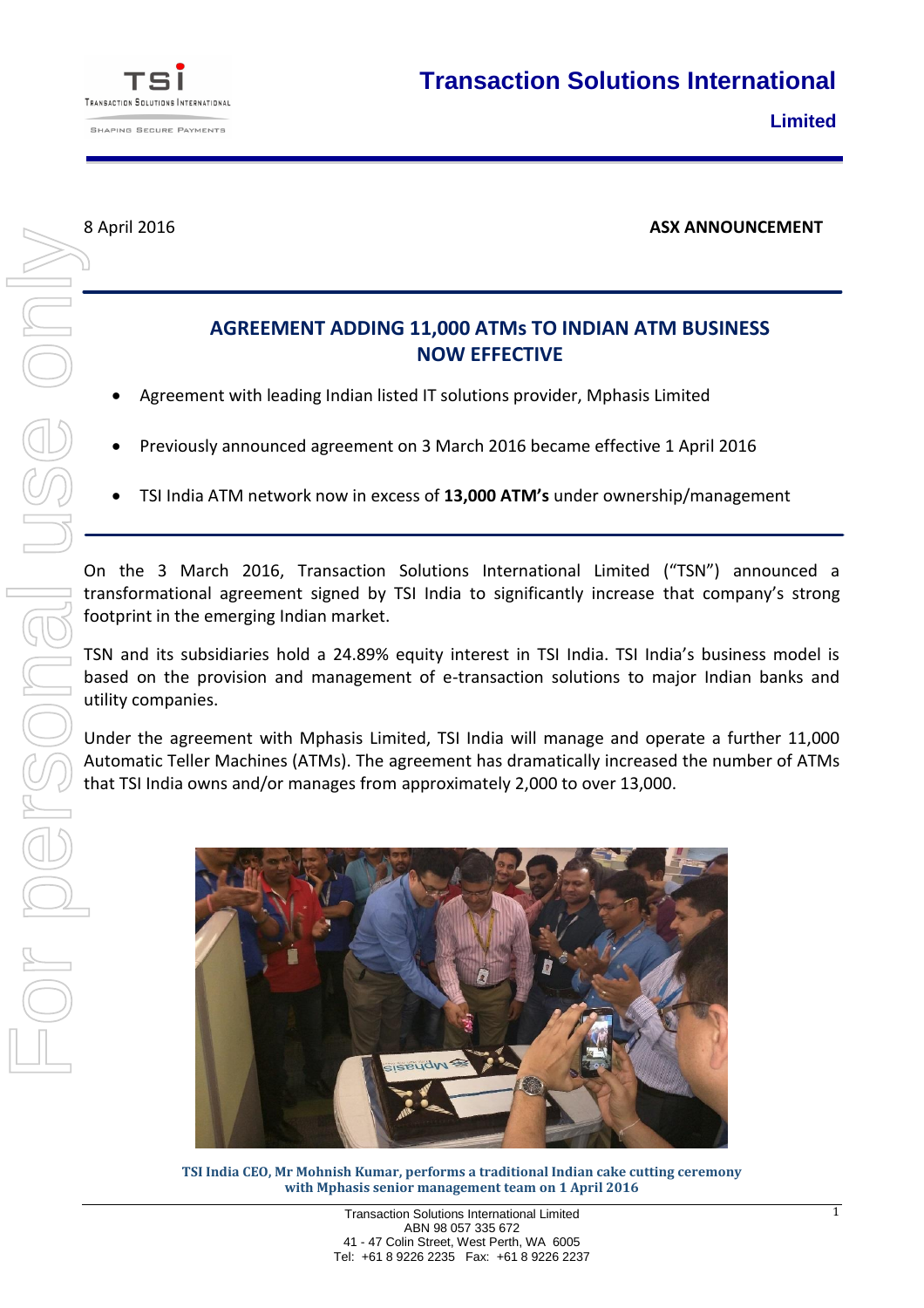# Transaction Solutions International Limited

8 April 2016 **ASX ANNOUNCEMENT**

## AGREEMENT ADDING 11,000 ATMs TO INDIAN ATM BUSINESS NOW EFFECTIVE

- Agreement with leading Indian listed IT solutions provider, Mphasis Limited
- Previously announced agreement on 3 March 2016 became effective 1 April 2016
- TSI India ATM network now in excess of **13,000 ATM's** under ownership/management

On the 3 March 2016, Transaction Solutions International Limited ("TSN") announced a transformational agreement signed by TSI India to significantly increase that company's strong footprint in the emerging Indian market.

TSN and its subsidiaries hold a 24.89% equity interest in TSI India. TSI India's business model is based on the provision and management of e-transaction solutions to major Indian banks and utility companies.

Under the agreement with Mphasis Limited, TSI India will manage and operate a further 11,000 Automatic Teller Machines (ATMs). The agreement has dramatically increased the number of ATMs that TSI India owns and/or manages from approximately 2,000 to over 13,000.

**TSI India CEO, Mr Mohnish Kumar, performs a traditional Indian cake cutting ceremony with Mphasis senior management team on 1 April 2016**

Transaction Solutions International Limited
ABN 98 057 335 672
41 - 47 Colin Street, West Perth, WA 6005
Tel: +61 8 9226 2235 Fax: +61 8 9226 2237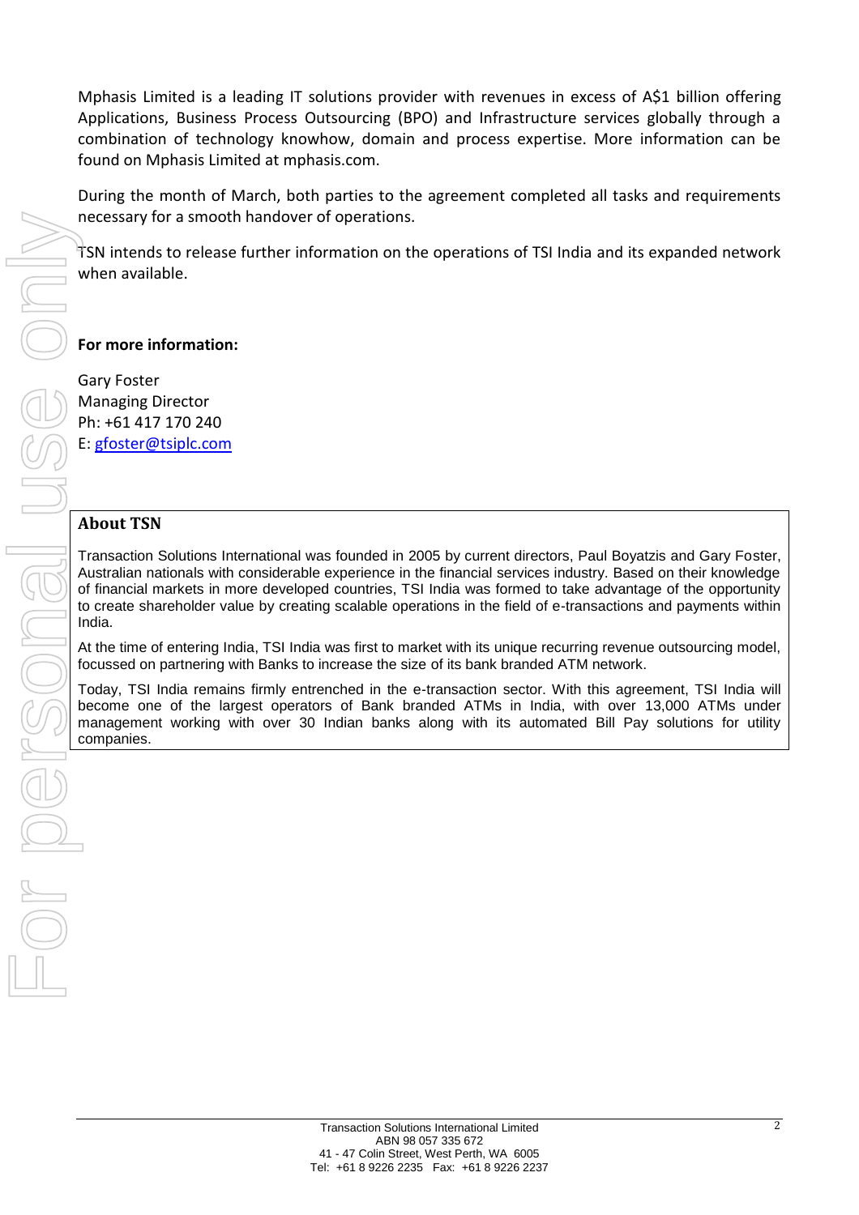Mphasis Limited is a leading IT solutions provider with revenues in excess of A$1 billion offering Applications, Business Process Outsourcing (BPO) and Infrastructure services globally through a combination of technology knowhow, domain and process expertise. More information can be found on Mphasis Limited at mphasis.com.

During the month of March, both parties to the agreement completed all tasks and requirements necessary for a smooth handover of operations.

TSN intends to release further information on the operations of TSI India and its expanded network when available.

**For more information:**

Gary Foster
Managing Director
Ph: +61 417 170 240
E: gfoster@tsiplc.com

## About TSN

Transaction Solutions International was founded in 2005 by current directors, Paul Boyatzis and Gary Foster, Australian nationals with considerable experience in the financial services industry. Based on their knowledge of financial markets in more developed countries, TSI India was formed to take advantage of the opportunity to create shareholder value by creating scalable operations in the field of e-transactions and payments within India.

At the time of entering India, TSI India was first to market with its unique recurring revenue outsourcing model, focussed on partnering with Banks to increase the size of its bank branded ATM network.

Today, TSI India remains firmly entrenched in the e-transaction sector. With this agreement, TSI India will become one of the largest operators of Bank branded ATMs in India, with over 13,000 ATMs under management working with over 30 Indian banks along with its automated Bill Pay solutions for utility companies.